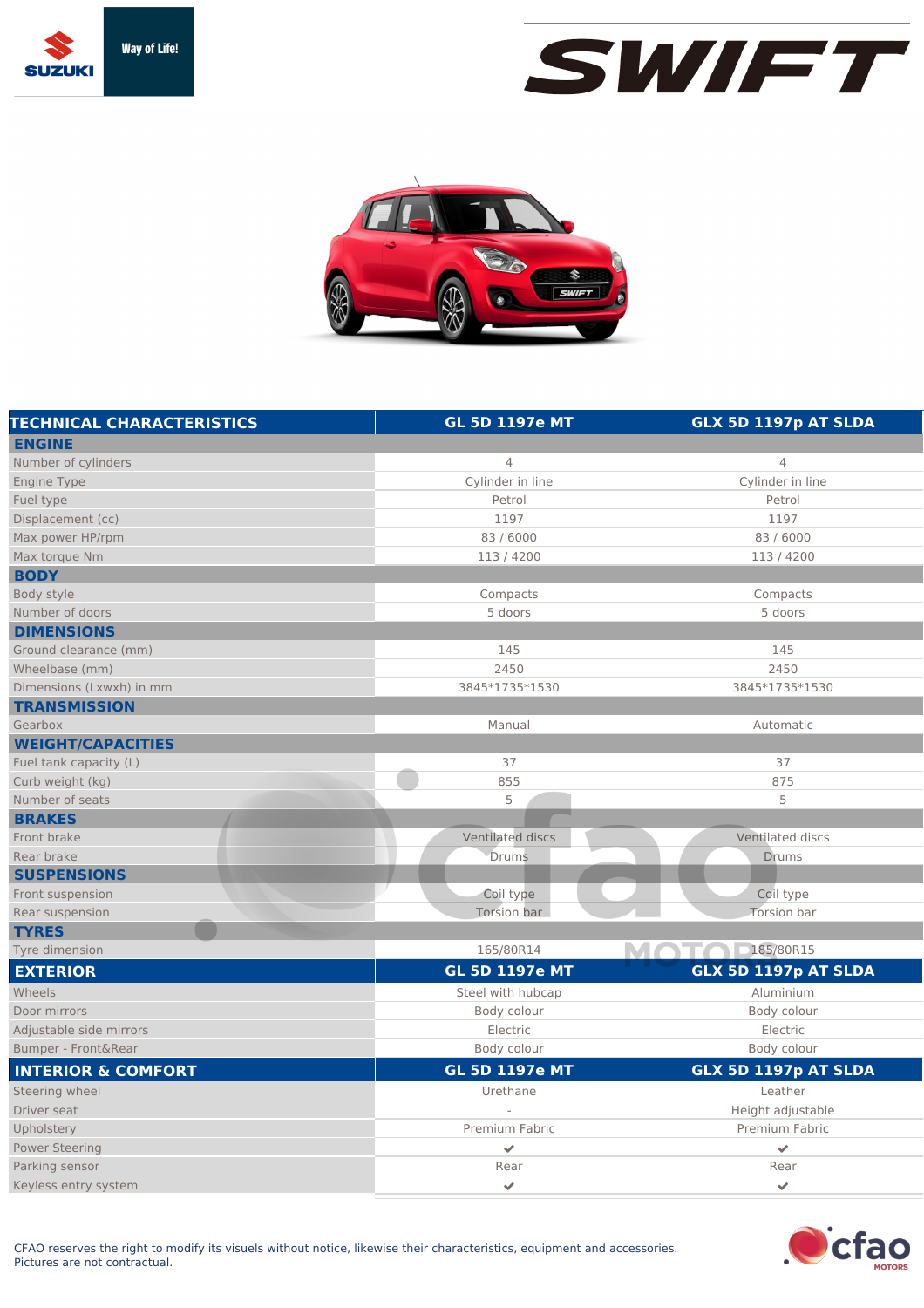SUZUKI

Way of Life!

# SWIFT

| TECHNICAL CHARACTERISTICS | GL 5D 1197e MT | GLX 5D 1197p AT SLDA |
|---|---|---|
| **ENGINE** | | |
| Number of cylinders | 4 | 4 |
| Engine Type | Cylinder in line | Cylinder in line |
| Fuel type | Petrol | Petrol |
| Displacement (cc) | 1197 | 1197 |
| Max power HP/rpm | 83 / 6000 | 83 / 6000 |
| Max torque Nm | 113 / 4200 | 113 / 4200 |
| **BODY** | | |
| Body style | Compacts | Compacts |
| Number of doors | 5 doors | 5 doors |
| **DIMENSIONS** | | |
| Ground clearance (mm) | 145 | 145 |
| Wheelbase (mm) | 2450 | 2450 |
| Dimensions (Lxwxh) in mm | 3845*1735*1530 | 3845*1735*1530 |
| **TRANSMISSION** | | |
| Gearbox | Manual | Automatic |
| **WEIGHT/CAPACITIES** | | |
| Fuel tank capacity (L) | 37 | 37 |
| Curb weight (kg) | 855 | 875 |
| Number of seats | 5 | 5 |
| **BRAKES** | | |
| Front brake | Ventilated discs | Ventilated discs |
| Rear brake | Drums | Drums |
| **SUSPENSIONS** | | |
| Front suspension | Coil type | Coil type |
| Rear suspension | Torsion bar | Torsion bar |
| **TYRES** | | |
| Tyre dimension | 165/80R14 | 185/80R15 |

| EXTERIOR | GL 5D 1197e MT | GLX 5D 1197p AT SLDA |
|---|---|---|
| Wheels | Steel with hubcap | Aluminium |
| Door mirrors | Body colour | Body colour |
| Adjustable side mirrors | Electric | Electric |
| Bumper - Front&Rear | Body colour | Body colour |

| INTERIOR & COMFORT | GL 5D 1197e MT | GLX 5D 1197p AT SLDA |
|---|---|---|
| Steering wheel | Urethane | Leather |
| Driver seat | - | Height adjustable |
| Upholstery | Premium Fabric | Premium Fabric |
| Power Steering | ✔ | ✔ |
| Parking sensor | Rear | Rear |
| Keyless entry system | ✔ | ✔ |

CFAO reserves the right to modify its visuals without notice, likewise their characteristics, equipment and accessories.
Pictures are not contractual.

cfao MOTORS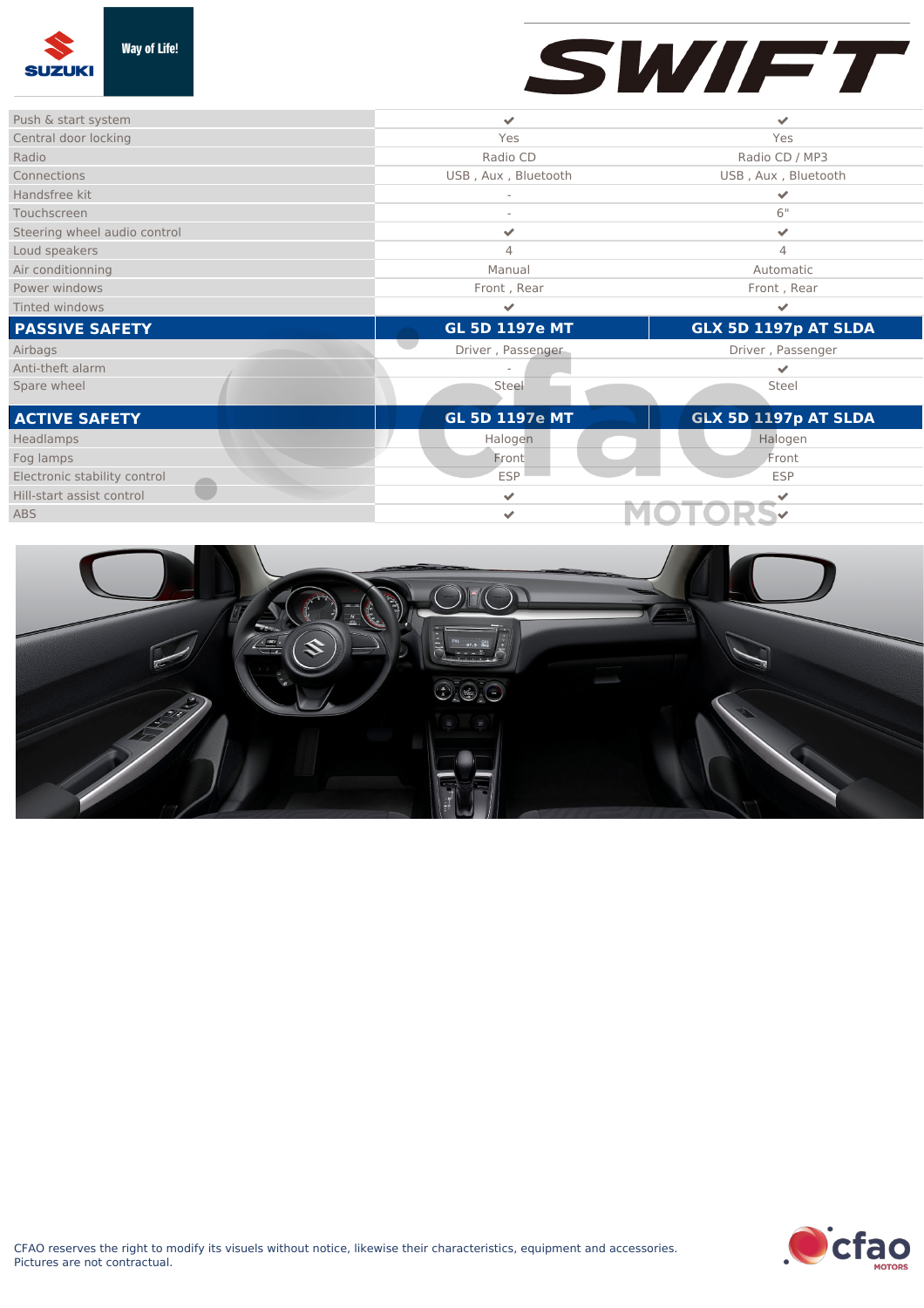| | GL 5D 1197e MT | GLX 5D 1197p AT SLDA |
|---|---|---|
| Push & start system | ✔ | ✔ |
| Central door locking | Yes | Yes |
| Radio | Radio CD | Radio CD / MP3 |
| Connections | USB , Aux , Bluetooth | USB , Aux , Bluetooth |
| Handsfree kit | - | ✔ |
| Touchscreen | - | 6" |
| Steering wheel audio control | ✔ | ✔ |
| Loud speakers | 4 | 4 |
| Air conditionning | Manual | Automatic |
| Power windows | Front , Rear | Front , Rear |
| Tinted windows | ✔ | ✔ |
| **PASSIVE SAFETY** | **GL 5D 1197e MT** | **GLX 5D 1197p AT SLDA** |
| Airbags | Driver , Passenger | Driver , Passenger |
| Anti-theft alarm | - | ✔ |
| Spare wheel | Steel | Steel |
| **ACTIVE SAFETY** | **GL 5D 1197e MT** | **GLX 5D 1197p AT SLDA** |
| Headlamps | Halogen | Halogen |
| Fog lamps | Front | Front |
| Electronic stability control | ESP | ESP |
| Hill-start assist control | ✔ | ✔ |
| ABS | ✔ | ✔ |

CFAO reserves the right to modify its visuals without notice, likewise their characteristics, equipment and accessories.
Pictures are not contractual.